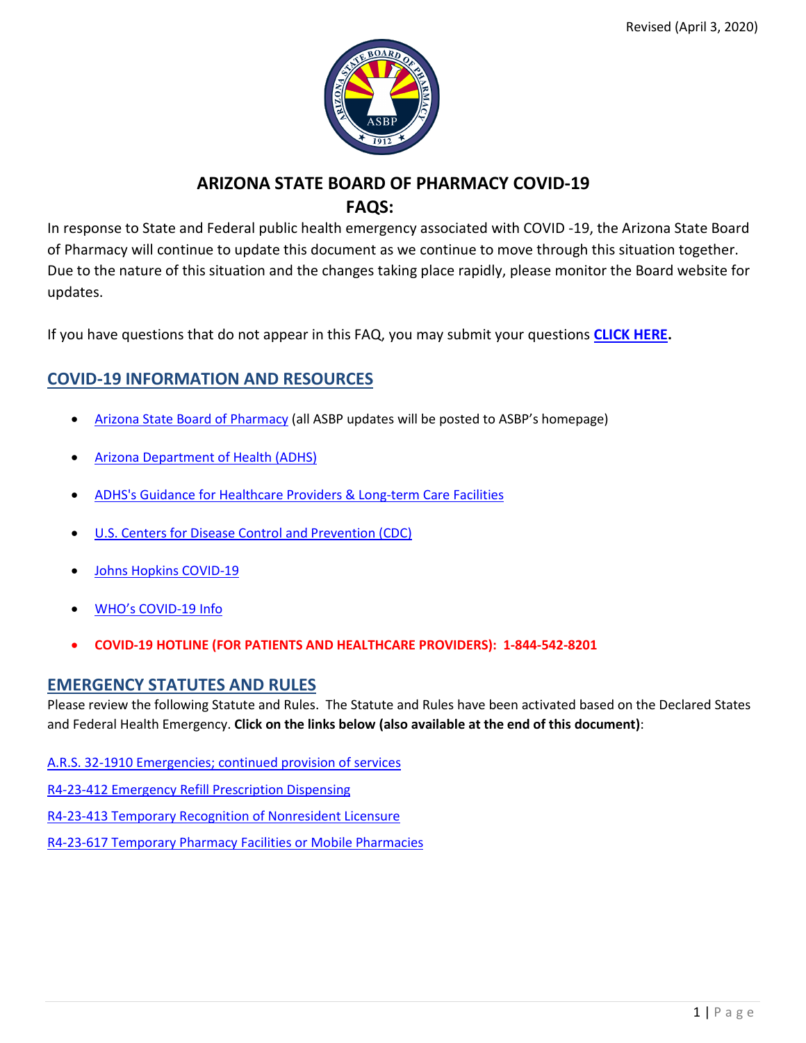Revised (April 3, 2020)

# ARIZONA STATE BOARD OF PHARMACY COVID-19 FAQS:

In response to State and Federal public health emergency associated with COVID -19, the Arizona State Board of Pharmacy will continue to update this document as we continue to move through this situation together. Due to the nature of this situation and the changes taking place rapidly, please monitor the Board website for updates.

If you have questions that do not appear in this FAQ, you may submit your questions **CLICK HERE.**

## COVID-19 INFORMATION AND RESOURCES

- Arizona State Board of Pharmacy (all ASBP updates will be posted to ASBP's homepage)
- Arizona Department of Health (ADHS)
- ADHS's Guidance for Healthcare Providers & Long-term Care Facilities
- U.S. Centers for Disease Control and Prevention (CDC)
- Johns Hopkins COVID-19
- WHO's COVID-19 Info
- **COVID-19 HOTLINE (FOR PATIENTS AND HEALTHCARE PROVIDERS): 1-844-542-8201**

## EMERGENCY STATUTES AND RULES

Please review the following Statute and Rules. The Statute and Rules have been activated based on the Declared States and Federal Health Emergency. **Click on the links below (also available at the end of this document)**:

A.R.S. 32-1910 Emergencies; continued provision of services

R4-23-412 Emergency Refill Prescription Dispensing

R4-23-413 Temporary Recognition of Nonresident Licensure

R4-23-617 Temporary Pharmacy Facilities or Mobile Pharmacies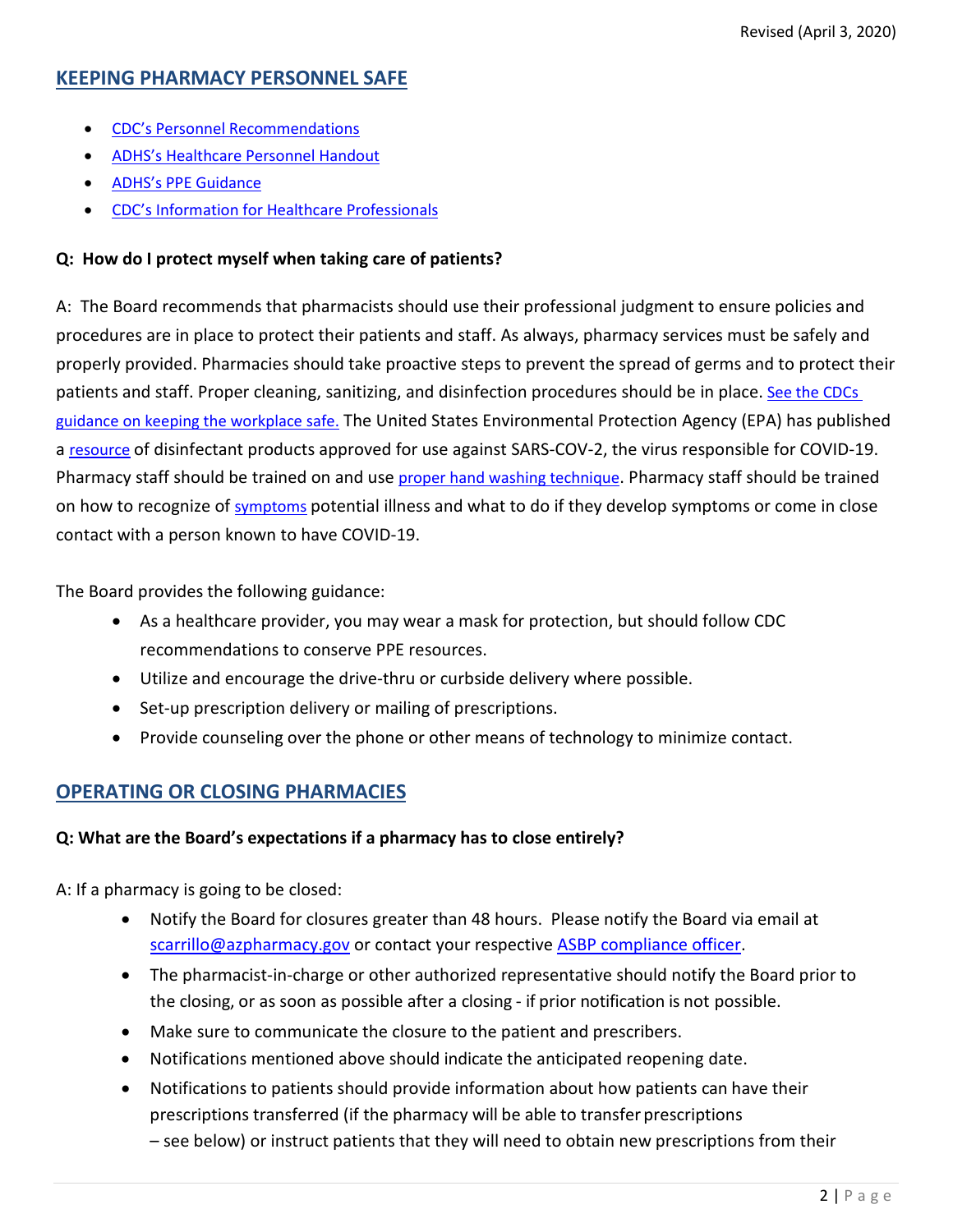## KEEPING PHARMACY PERSONNEL SAFE

- CDC's Personnel Recommendations
- ADHS's Healthcare Personnel Handout
- ADHS's PPE Guidance
- CDC's Information for Healthcare Professionals

**Q: How do I protect myself when taking care of patients?**

A: The Board recommends that pharmacists should use their professional judgment to ensure policies and procedures are in place to protect their patients and staff. As always, pharmacy services must be safely and properly provided. Pharmacies should take proactive steps to prevent the spread of germs and to protect their patients and staff. Proper cleaning, sanitizing, and disinfection procedures should be in place. See the CDCs guidance on keeping the workplace safe. The United States Environmental Protection Agency (EPA) has published a resource of disinfectant products approved for use against SARS-COV-2, the virus responsible for COVID-19. Pharmacy staff should be trained on and use proper hand washing technique. Pharmacy staff should be trained on how to recognize of symptoms potential illness and what to do if they develop symptoms or come in close contact with a person known to have COVID-19.

The Board provides the following guidance:

- As a healthcare provider, you may wear a mask for protection, but should follow CDC recommendations to conserve PPE resources.
- Utilize and encourage the drive-thru or curbside delivery where possible.
- Set-up prescription delivery or mailing of prescriptions.
- Provide counseling over the phone or other means of technology to minimize contact.

## OPERATING OR CLOSING PHARMACIES

**Q: What are the Board's expectations if a pharmacy has to close entirely?**

A: If a pharmacy is going to be closed:

- Notify the Board for closures greater than 48 hours. Please notify the Board via email at scarrillo@azpharmacy.gov or contact your respective ASBP compliance officer.
- The pharmacist-in-charge or other authorized representative should notify the Board prior to the closing, or as soon as possible after a closing - if prior notification is not possible.
- Make sure to communicate the closure to the patient and prescribers.
- Notifications mentioned above should indicate the anticipated reopening date.
- Notifications to patients should provide information about how patients can have their prescriptions transferred (if the pharmacy will be able to transfer prescriptions – see below) or instruct patients that they will need to obtain new prescriptions from their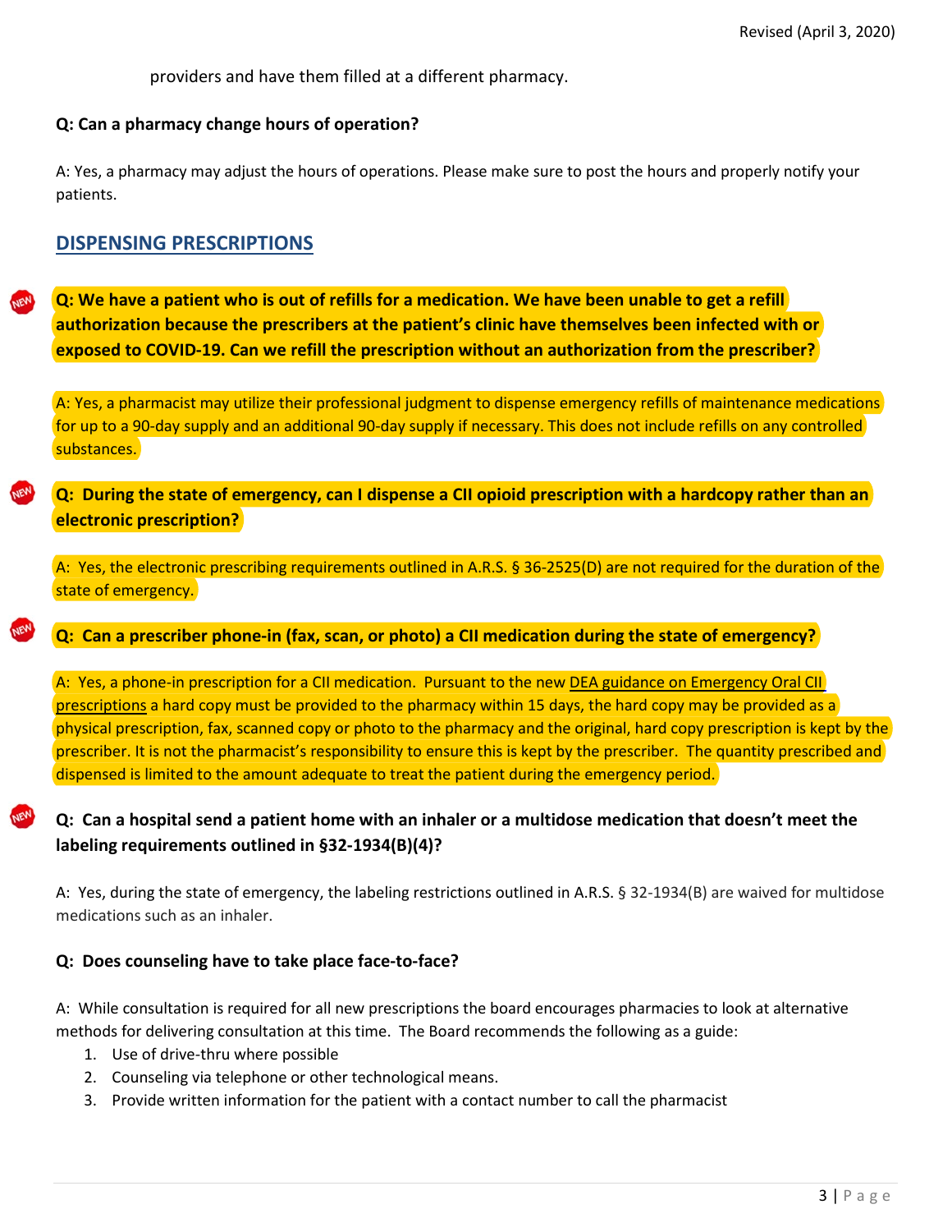providers and have them filled at a different pharmacy.

**Q: Can a pharmacy change hours of operation?**

A: Yes, a pharmacy may adjust the hours of operations. Please make sure to post the hours and properly notify your patients.

## DISPENSING PRESCRIPTIONS

**Q: We have a patient who is out of refills for a medication. We have been unable to get a refill authorization because the prescribers at the patient's clinic have themselves been infected with or exposed to COVID-19. Can we refill the prescription without an authorization from the prescriber?**

A: Yes, a pharmacist may utilize their professional judgment to dispense emergency refills of maintenance medications for up to a 90-day supply and an additional 90-day supply if necessary. This does not include refills on any controlled substances.

**Q: During the state of emergency, can I dispense a CII opioid prescription with a hardcopy rather than an electronic prescription?**

A: Yes, the electronic prescribing requirements outlined in A.R.S. § 36-2525(D) are not required for the duration of the state of emergency.

**Q: Can a prescriber phone-in (fax, scan, or photo) a CII medication during the state of emergency?**

A: Yes, a phone-in prescription for a CII medication. Pursuant to the new DEA guidance on Emergency Oral CII prescriptions a hard copy must be provided to the pharmacy within 15 days, the hard copy may be provided as a physical prescription, fax, scanned copy or photo to the pharmacy and the original, hard copy prescription is kept by the prescriber. It is not the pharmacist's responsibility to ensure this is kept by the prescriber. The quantity prescribed and dispensed is limited to the amount adequate to treat the patient during the emergency period.

**Q: Can a hospital send a patient home with an inhaler or a multidose medication that doesn't meet the labeling requirements outlined in §32-1934(B)(4)?**

A: Yes, during the state of emergency, the labeling restrictions outlined in A.R.S. § 32-1934(B) are waived for multidose medications such as an inhaler.

**Q: Does counseling have to take place face-to-face?**

A: While consultation is required for all new prescriptions the board encourages pharmacies to look at alternative methods for delivering consultation at this time. The Board recommends the following as a guide:

1. Use of drive-thru where possible
2. Counseling via telephone or other technological means.
3. Provide written information for the patient with a contact number to call the pharmacist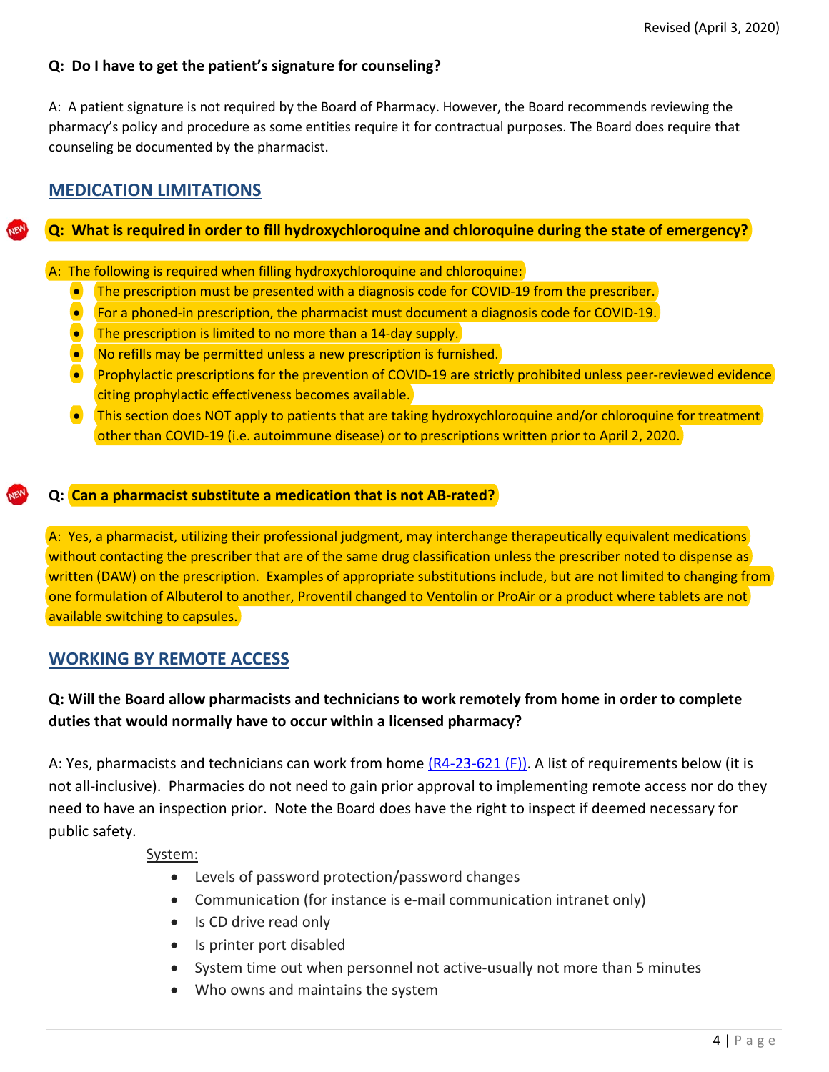**Q: Do I have to get the patient's signature for counseling?**

A: A patient signature is not required by the Board of Pharmacy. However, the Board recommends reviewing the pharmacy's policy and procedure as some entities require it for contractual purposes. The Board does require that counseling be documented by the pharmacist.

## MEDICATION LIMITATIONS

**Q: What is required in order to fill hydroxychloroquine and chloroquine during the state of emergency?**

A: The following is required when filling hydroxychloroquine and chloroquine:

- The prescription must be presented with a diagnosis code for COVID-19 from the prescriber.
- For a phoned-in prescription, the pharmacist must document a diagnosis code for COVID-19.
- The prescription is limited to no more than a 14-day supply.
- No refills may be permitted unless a new prescription is furnished.
- Prophylactic prescriptions for the prevention of COVID-19 are strictly prohibited unless peer-reviewed evidence citing prophylactic effectiveness becomes available.
- This section does NOT apply to patients that are taking hydroxychloroquine and/or chloroquine for treatment other than COVID-19 (i.e. autoimmune disease) or to prescriptions written prior to April 2, 2020.

**Q: Can a pharmacist substitute a medication that is not AB-rated?**

A: Yes, a pharmacist, utilizing their professional judgment, may interchange therapeutically equivalent medications without contacting the prescriber that are of the same drug classification unless the prescriber noted to dispense as written (DAW) on the prescription. Examples of appropriate substitutions include, but are not limited to changing from one formulation of Albuterol to another, Proventil changed to Ventolin or ProAir or a product where tablets are not available switching to capsules.

## WORKING BY REMOTE ACCESS

**Q: Will the Board allow pharmacists and technicians to work remotely from home in order to complete duties that would normally have to occur within a licensed pharmacy?**

A: Yes, pharmacists and technicians can work from home (R4-23-621 (F)). A list of requirements below (it is not all-inclusive). Pharmacies do not need to gain prior approval to implementing remote access nor do they need to have an inspection prior. Note the Board does have the right to inspect if deemed necessary for public safety.

System:

- Levels of password protection/password changes
- Communication (for instance is e-mail communication intranet only)
- Is CD drive read only
- Is printer port disabled
- System time out when personnel not active-usually not more than 5 minutes
- Who owns and maintains the system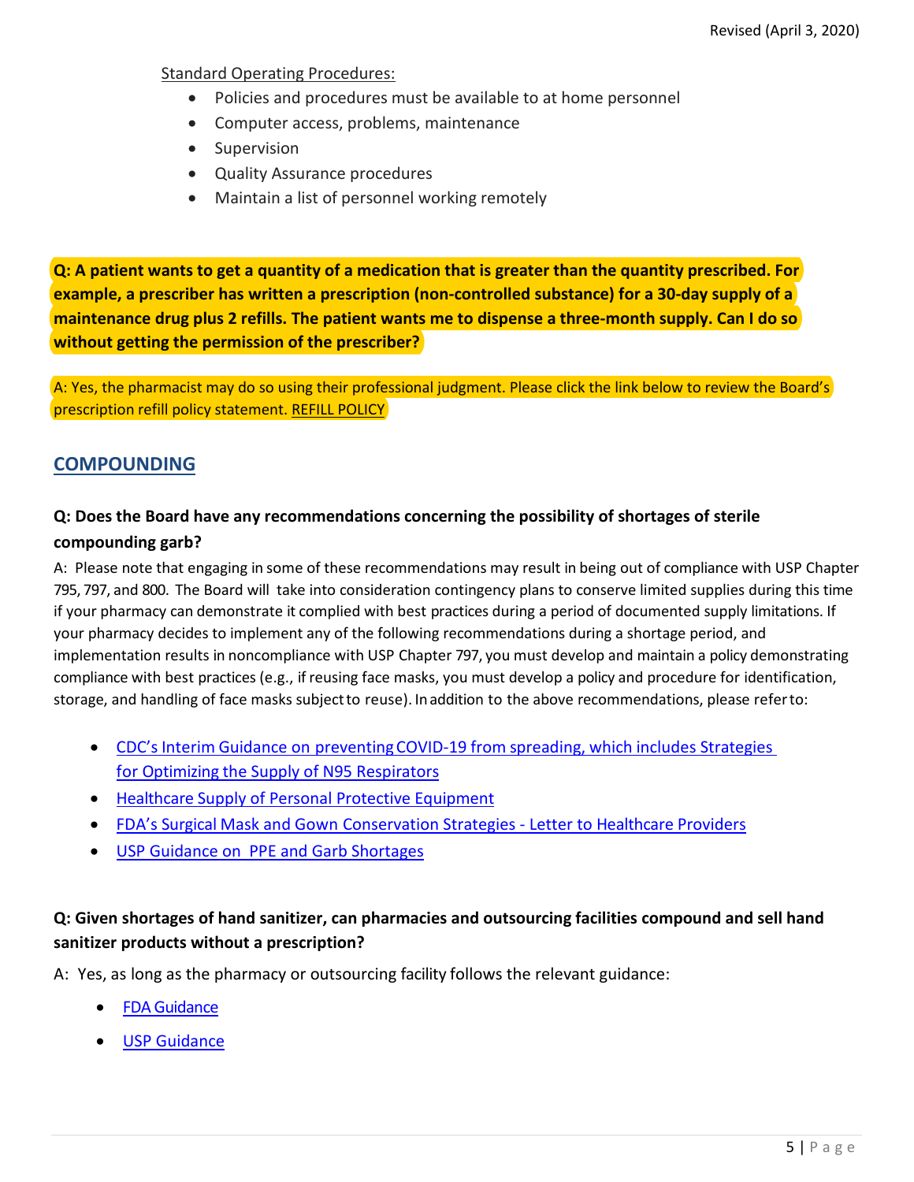Standard Operating Procedures:

- Policies and procedures must be available to at home personnel
- Computer access, problems, maintenance
- Supervision
- Quality Assurance procedures
- Maintain a list of personnel working remotely

**Q: A patient wants to get a quantity of a medication that is greater than the quantity prescribed. For example, a prescriber has written a prescription (non-controlled substance) for a 30-day supply of a maintenance drug plus 2 refills. The patient wants me to dispense a three-month supply. Can I do so without getting the permission of the prescriber?**

A: Yes, the pharmacist may do so using their professional judgment. Please click the link below to review the Board's prescription refill policy statement. REFILL POLICY

## COMPOUNDING

**Q: Does the Board have any recommendations concerning the possibility of shortages of sterile compounding garb?**

A: Please note that engaging in some of these recommendations may result in being out of compliance with USP Chapter 795, 797, and 800. The Board will take into consideration contingency plans to conserve limited supplies during this time if your pharmacy can demonstrate it complied with best practices during a period of documented supply limitations. If your pharmacy decides to implement any of the following recommendations during a shortage period, and implementation results in noncompliance with USP Chapter 797, you must develop and maintain a policy demonstrating compliance with best practices (e.g., if reusing face masks, you must develop a policy and procedure for identification, storage, and handling of face masks subject to reuse). In addition to the above recommendations, please refer to:

- CDC's Interim Guidance on preventing COVID-19 from spreading, which includes Strategies for Optimizing the Supply of N95 Respirators
- Healthcare Supply of Personal Protective Equipment
- FDA's Surgical Mask and Gown Conservation Strategies - Letter to Healthcare Providers
- USP Guidance on PPE and Garb Shortages

**Q: Given shortages of hand sanitizer, can pharmacies and outsourcing facilities compound and sell hand sanitizer products without a prescription?**

A: Yes, as long as the pharmacy or outsourcing facility follows the relevant guidance:

- FDA Guidance
- USP Guidance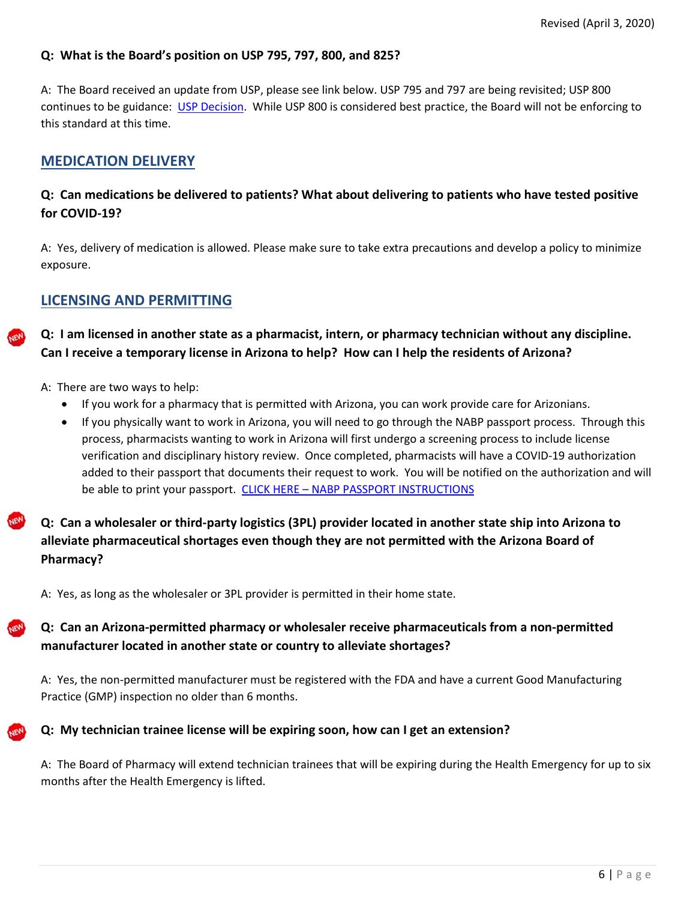**Q: What is the Board's position on USP 795, 797, 800, and 825?**

A: The Board received an update from USP, please see link below. USP 795 and 797 are being revisited; USP 800 continues to be guidance: USP Decision. While USP 800 is considered best practice, the Board will not be enforcing to this standard at this time.

## MEDICATION DELIVERY

**Q: Can medications be delivered to patients? What about delivering to patients who have tested positive for COVID-19?**

A: Yes, delivery of medication is allowed. Please make sure to take extra precautions and develop a policy to minimize exposure.

## LICENSING AND PERMITTING

**Q: I am licensed in another state as a pharmacist, intern, or pharmacy technician without any discipline. Can I receive a temporary license in Arizona to help? How can I help the residents of Arizona?**

A: There are two ways to help:

- If you work for a pharmacy that is permitted with Arizona, you can work provide care for Arizonians.
- If you physically want to work in Arizona, you will need to go through the NABP passport process. Through this process, pharmacists wanting to work in Arizona will first undergo a screening process to include license verification and disciplinary history review. Once completed, pharmacists will have a COVID-19 authorization added to their passport that documents their request to work. You will be notified on the authorization and will be able to print your passport. CLICK HERE – NABP PASSPORT INSTRUCTIONS

**Q: Can a wholesaler or third-party logistics (3PL) provider located in another state ship into Arizona to alleviate pharmaceutical shortages even though they are not permitted with the Arizona Board of Pharmacy?**

A: Yes, as long as the wholesaler or 3PL provider is permitted in their home state.

**Q: Can an Arizona-permitted pharmacy or wholesaler receive pharmaceuticals from a non-permitted manufacturer located in another state or country to alleviate shortages?**

A: Yes, the non-permitted manufacturer must be registered with the FDA and have a current Good Manufacturing Practice (GMP) inspection no older than 6 months.

**Q: My technician trainee license will be expiring soon, how can I get an extension?**

A: The Board of Pharmacy will extend technician trainees that will be expiring during the Health Emergency for up to six months after the Health Emergency is lifted.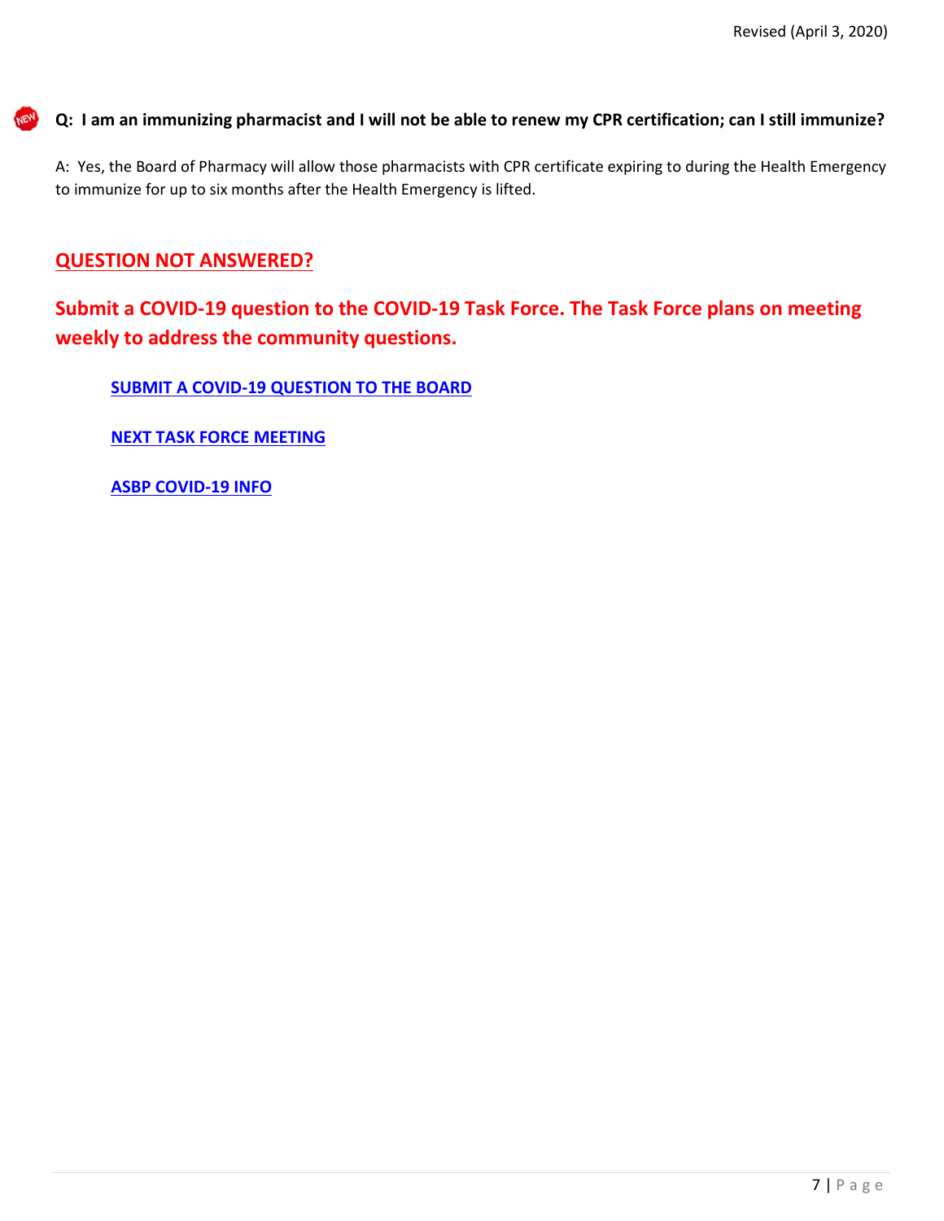**Q: I am an immunizing pharmacist and I will not be able to renew my CPR certification; can I still immunize?**

A: Yes, the Board of Pharmacy will allow those pharmacists with CPR certificate expiring to during the Health Emergency to immunize for up to six months after the Health Emergency is lifted.

## QUESTION NOT ANSWERED?

**Submit a COVID-19 question to the COVID-19 Task Force. The Task Force plans on meeting weekly to address the community questions.**

**SUBMIT A COVID-19 QUESTION TO THE BOARD**

**NEXT TASK FORCE MEETING**

**ASBP COVID-19 INFO**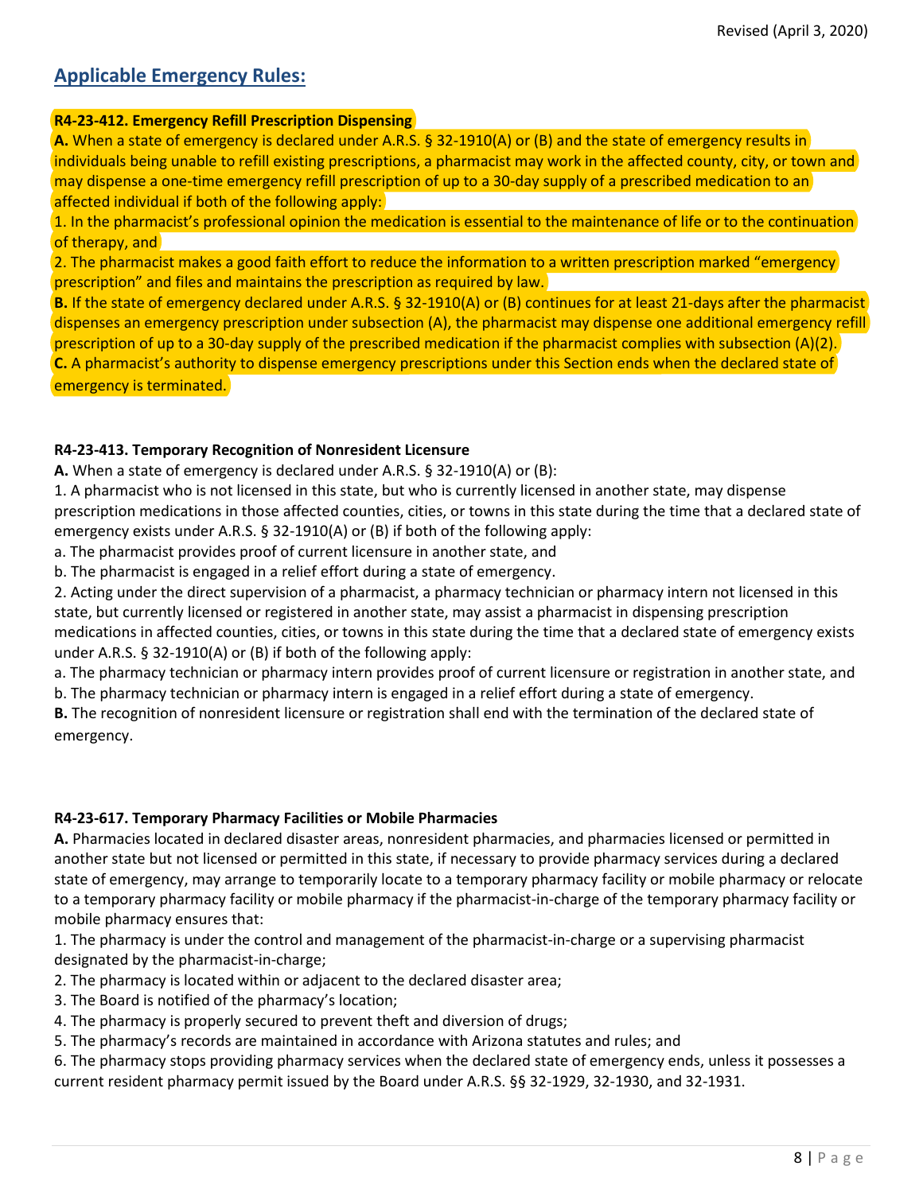## Applicable Emergency Rules:

**R4-23-412. Emergency Refill Prescription Dispensing**

**A.** When a state of emergency is declared under A.R.S. § 32-1910(A) or (B) and the state of emergency results in individuals being unable to refill existing prescriptions, a pharmacist may work in the affected county, city, or town and may dispense a one-time emergency refill prescription of up to a 30-day supply of a prescribed medication to an affected individual if both of the following apply:

1. In the pharmacist's professional opinion the medication is essential to the maintenance of life or to the continuation of therapy, and
2. The pharmacist makes a good faith effort to reduce the information to a written prescription marked "emergency prescription" and files and maintains the prescription as required by law.

**B.** If the state of emergency declared under A.R.S. § 32-1910(A) or (B) continues for at least 21-days after the pharmacist dispenses an emergency prescription under subsection (A), the pharmacist may dispense one additional emergency refill prescription of up to a 30-day supply of the prescribed medication if the pharmacist complies with subsection (A)(2).

**C.** A pharmacist's authority to dispense emergency prescriptions under this Section ends when the declared state of emergency is terminated.

**R4-23-413. Temporary Recognition of Nonresident Licensure**

**A.** When a state of emergency is declared under A.R.S. § 32-1910(A) or (B):

1. A pharmacist who is not licensed in this state, but who is currently licensed in another state, may dispense prescription medications in those affected counties, cities, or towns in this state during the time that a declared state of emergency exists under A.R.S. § 32-1910(A) or (B) if both of the following apply:
   a. The pharmacist provides proof of current licensure in another state, and
   b. The pharmacist is engaged in a relief effort during a state of emergency.
2. Acting under the direct supervision of a pharmacist, a pharmacy technician or pharmacy intern not licensed in this state, but currently licensed or registered in another state, may assist a pharmacist in dispensing prescription medications in affected counties, cities, or towns in this state during the time that a declared state of emergency exists under A.R.S. § 32-1910(A) or (B) if both of the following apply:
   a. The pharmacy technician or pharmacy intern provides proof of current licensure or registration in another state, and
   b. The pharmacy technician or pharmacy intern is engaged in a relief effort during a state of emergency.

**B.** The recognition of nonresident licensure or registration shall end with the termination of the declared state of emergency.

**R4-23-617. Temporary Pharmacy Facilities or Mobile Pharmacies**

**A.** Pharmacies located in declared disaster areas, nonresident pharmacies, and pharmacies licensed or permitted in another state but not licensed or permitted in this state, if necessary to provide pharmacy services during a declared state of emergency, may arrange to temporarily locate to a temporary pharmacy facility or mobile pharmacy or relocate to a temporary pharmacy facility or mobile pharmacy if the pharmacist-in-charge of the temporary pharmacy facility or mobile pharmacy ensures that:

1. The pharmacy is under the control and management of the pharmacist-in-charge or a supervising pharmacist designated by the pharmacist-in-charge;
2. The pharmacy is located within or adjacent to the declared disaster area;
3. The Board is notified of the pharmacy's location;
4. The pharmacy is properly secured to prevent theft and diversion of drugs;
5. The pharmacy's records are maintained in accordance with Arizona statutes and rules; and
6. The pharmacy stops providing pharmacy services when the declared state of emergency ends, unless it possesses a current resident pharmacy permit issued by the Board under A.R.S. §§ 32-1929, 32-1930, and 32-1931.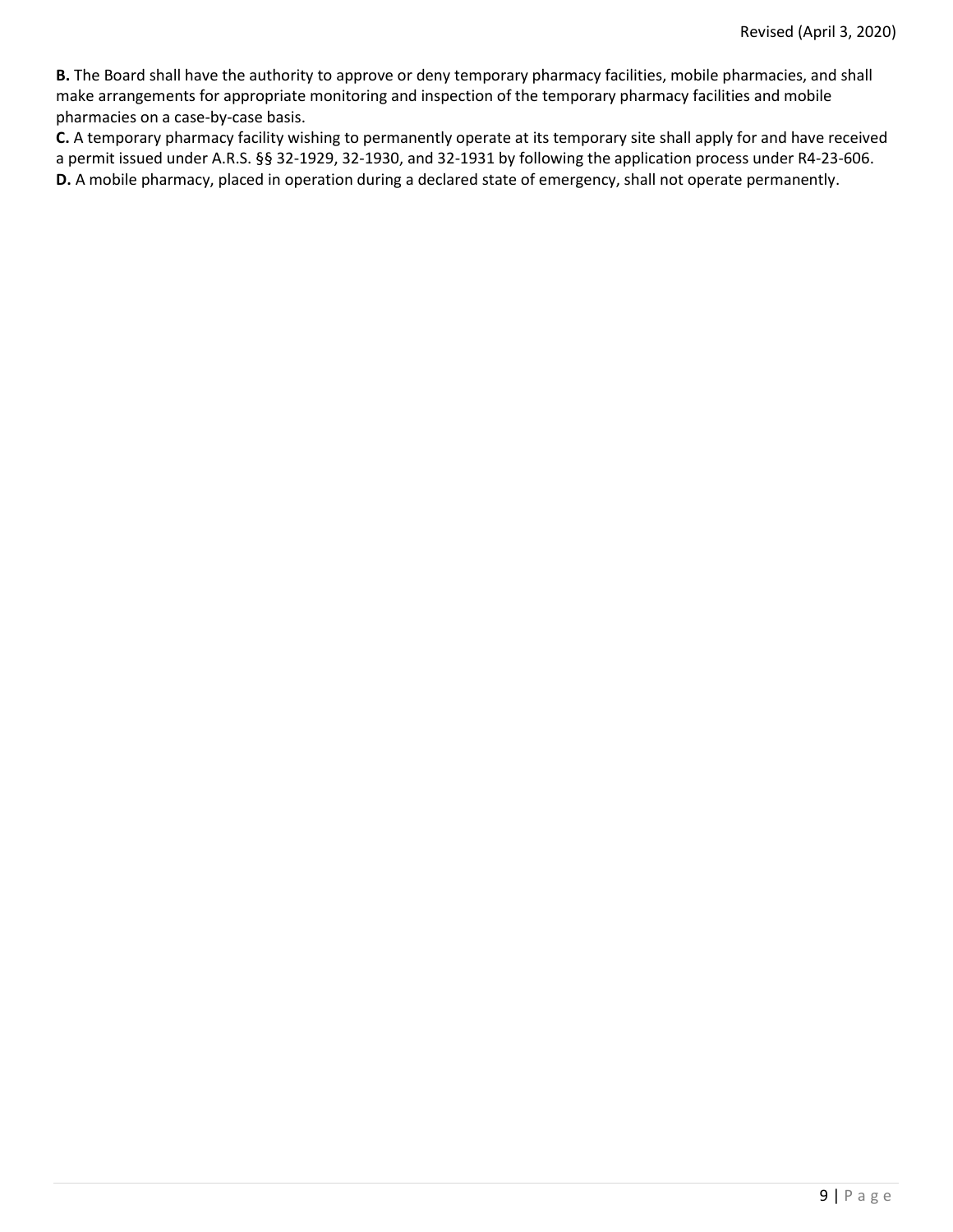**B.** The Board shall have the authority to approve or deny temporary pharmacy facilities, mobile pharmacies, and shall make arrangements for appropriate monitoring and inspection of the temporary pharmacy facilities and mobile pharmacies on a case-by-case basis.

**C.** A temporary pharmacy facility wishing to permanently operate at its temporary site shall apply for and have received a permit issued under A.R.S. §§ 32-1929, 32-1930, and 32-1931 by following the application process under R4-23-606.

**D.** A mobile pharmacy, placed in operation during a declared state of emergency, shall not operate permanently.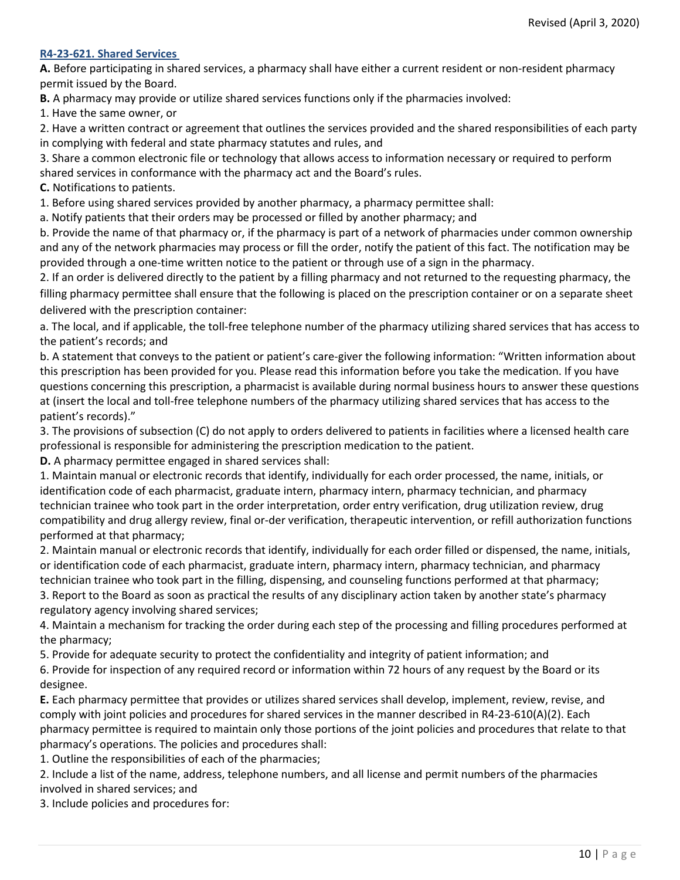**R4-23-621. Shared Services**

**A.** Before participating in shared services, a pharmacy shall have either a current resident or non-resident pharmacy permit issued by the Board.

**B.** A pharmacy may provide or utilize shared services functions only if the pharmacies involved:

1. Have the same owner, or
2. Have a written contract or agreement that outlines the services provided and the shared responsibilities of each party in complying with federal and state pharmacy statutes and rules, and
3. Share a common electronic file or technology that allows access to information necessary or required to perform shared services in conformance with the pharmacy act and the Board's rules.

**C.** Notifications to patients.

1. Before using shared services provided by another pharmacy, a pharmacy permittee shall:

a. Notify patients that their orders may be processed or filled by another pharmacy; and

b. Provide the name of that pharmacy or, if the pharmacy is part of a network of pharmacies under common ownership and any of the network pharmacies may process or fill the order, notify the patient of this fact. The notification may be provided through a one-time written notice to the patient or through use of a sign in the pharmacy.

2. If an order is delivered directly to the patient by a filling pharmacy and not returned to the requesting pharmacy, the filling pharmacy permittee shall ensure that the following is placed on the prescription container or on a separate sheet delivered with the prescription container:

a. The local, and if applicable, the toll-free telephone number of the pharmacy utilizing shared services that has access to the patient's records; and

b. A statement that conveys to the patient or patient's care-giver the following information: "Written information about this prescription has been provided for you. Please read this information before you take the medication. If you have questions concerning this prescription, a pharmacist is available during normal business hours to answer these questions at (insert the local and toll-free telephone numbers of the pharmacy utilizing shared services that has access to the patient's records)."

3. The provisions of subsection (C) do not apply to orders delivered to patients in facilities where a licensed health care professional is responsible for administering the prescription medication to the patient.

**D.** A pharmacy permittee engaged in shared services shall:

1. Maintain manual or electronic records that identify, individually for each order processed, the name, initials, or identification code of each pharmacist, graduate intern, pharmacy intern, pharmacy technician, and pharmacy technician trainee who took part in the order interpretation, order entry verification, drug utilization review, drug compatibility and drug allergy review, final or-der verification, therapeutic intervention, or refill authorization functions performed at that pharmacy;
2. Maintain manual or electronic records that identify, individually for each order filled or dispensed, the name, initials, or identification code of each pharmacist, graduate intern, pharmacy intern, pharmacy technician, and pharmacy technician trainee who took part in the filling, dispensing, and counseling functions performed at that pharmacy;
3. Report to the Board as soon as practical the results of any disciplinary action taken by another state's pharmacy regulatory agency involving shared services;
4. Maintain a mechanism for tracking the order during each step of the processing and filling procedures performed at the pharmacy;
5. Provide for adequate security to protect the confidentiality and integrity of patient information; and
6. Provide for inspection of any required record or information within 72 hours of any request by the Board or its designee.

**E.** Each pharmacy permittee that provides or utilizes shared services shall develop, implement, review, revise, and comply with joint policies and procedures for shared services in the manner described in R4-23-610(A)(2). Each pharmacy permittee is required to maintain only those portions of the joint policies and procedures that relate to that pharmacy's operations. The policies and procedures shall:

1. Outline the responsibilities of each of the pharmacies;
2. Include a list of the name, address, telephone numbers, and all license and permit numbers of the pharmacies involved in shared services; and
3. Include policies and procedures for: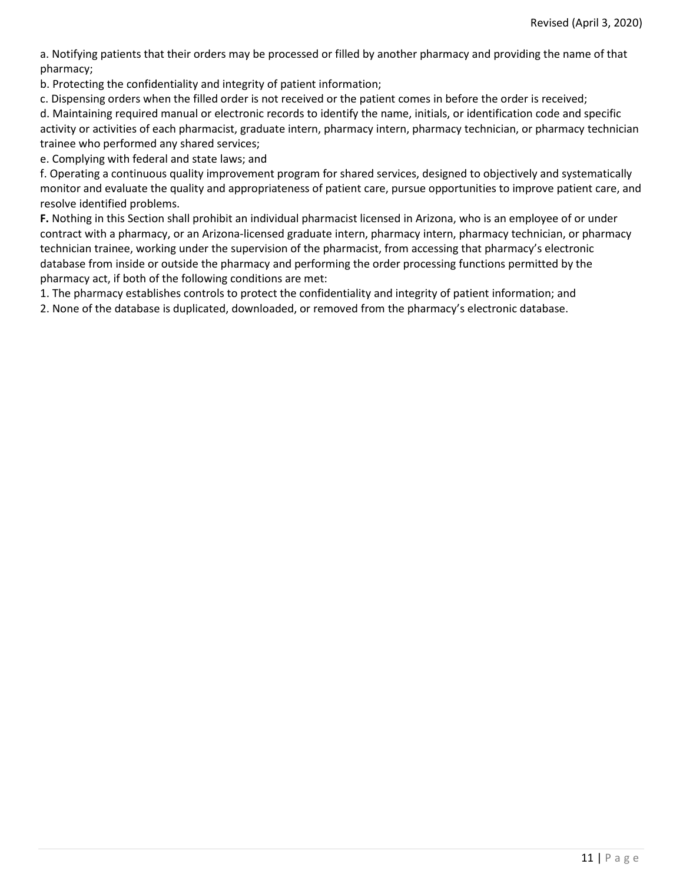a. Notifying patients that their orders may be processed or filled by another pharmacy and providing the name of that pharmacy;

b. Protecting the confidentiality and integrity of patient information;

c. Dispensing orders when the filled order is not received or the patient comes in before the order is received;

d. Maintaining required manual or electronic records to identify the name, initials, or identification code and specific activity or activities of each pharmacist, graduate intern, pharmacy intern, pharmacy technician, or pharmacy technician trainee who performed any shared services;

e. Complying with federal and state laws; and

f. Operating a continuous quality improvement program for shared services, designed to objectively and systematically monitor and evaluate the quality and appropriateness of patient care, pursue opportunities to improve patient care, and resolve identified problems.

**F.** Nothing in this Section shall prohibit an individual pharmacist licensed in Arizona, who is an employee of or under contract with a pharmacy, or an Arizona-licensed graduate intern, pharmacy intern, pharmacy technician, or pharmacy technician trainee, working under the supervision of the pharmacist, from accessing that pharmacy's electronic database from inside or outside the pharmacy and performing the order processing functions permitted by the pharmacy act, if both of the following conditions are met:

1. The pharmacy establishes controls to protect the confidentiality and integrity of patient information; and
2. None of the database is duplicated, downloaded, or removed from the pharmacy's electronic database.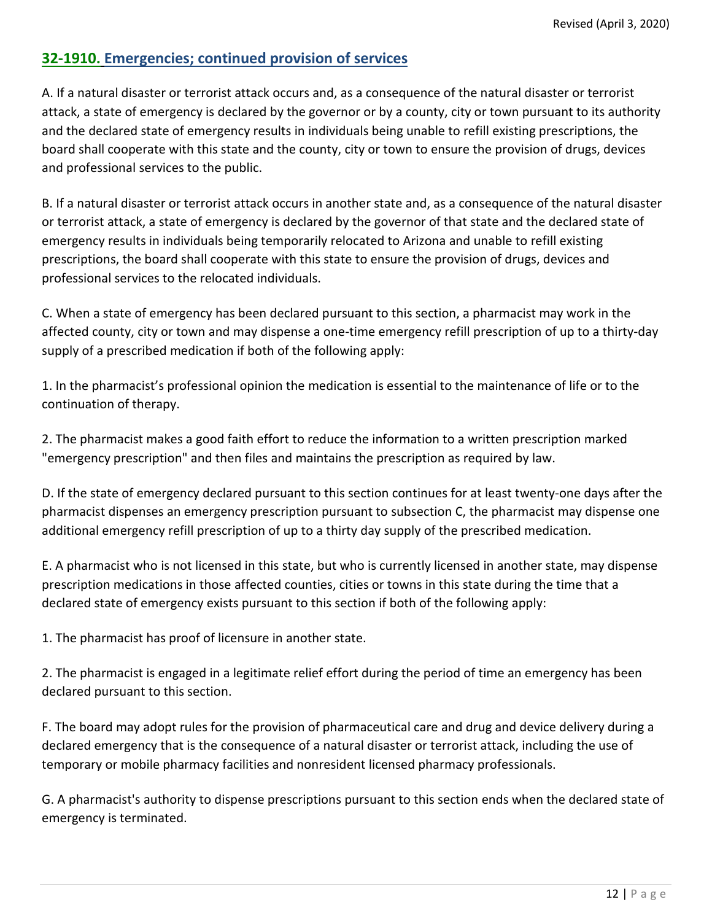## 32-1910. Emergencies; continued provision of services

A. If a natural disaster or terrorist attack occurs and, as a consequence of the natural disaster or terrorist attack, a state of emergency is declared by the governor or by a county, city or town pursuant to its authority and the declared state of emergency results in individuals being unable to refill existing prescriptions, the board shall cooperate with this state and the county, city or town to ensure the provision of drugs, devices and professional services to the public.

B. If a natural disaster or terrorist attack occurs in another state and, as a consequence of the natural disaster or terrorist attack, a state of emergency is declared by the governor of that state and the declared state of emergency results in individuals being temporarily relocated to Arizona and unable to refill existing prescriptions, the board shall cooperate with this state to ensure the provision of drugs, devices and professional services to the relocated individuals.

C. When a state of emergency has been declared pursuant to this section, a pharmacist may work in the affected county, city or town and may dispense a one-time emergency refill prescription of up to a thirty-day supply of a prescribed medication if both of the following apply:

1. In the pharmacist's professional opinion the medication is essential to the maintenance of life or to the continuation of therapy.

2. The pharmacist makes a good faith effort to reduce the information to a written prescription marked "emergency prescription" and then files and maintains the prescription as required by law.

D. If the state of emergency declared pursuant to this section continues for at least twenty-one days after the pharmacist dispenses an emergency prescription pursuant to subsection C, the pharmacist may dispense one additional emergency refill prescription of up to a thirty day supply of the prescribed medication.

E. A pharmacist who is not licensed in this state, but who is currently licensed in another state, may dispense prescription medications in those affected counties, cities or towns in this state during the time that a declared state of emergency exists pursuant to this section if both of the following apply:

1. The pharmacist has proof of licensure in another state.

2. The pharmacist is engaged in a legitimate relief effort during the period of time an emergency has been declared pursuant to this section.

F. The board may adopt rules for the provision of pharmaceutical care and drug and device delivery during a declared emergency that is the consequence of a natural disaster or terrorist attack, including the use of temporary or mobile pharmacy facilities and nonresident licensed pharmacy professionals.

G. A pharmacist's authority to dispense prescriptions pursuant to this section ends when the declared state of emergency is terminated.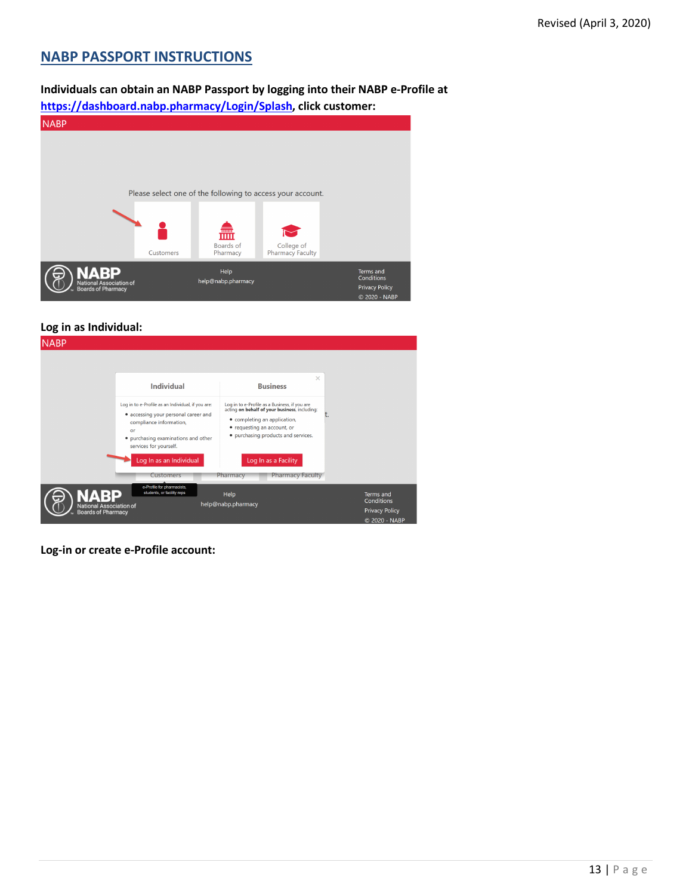## NABP PASSPORT INSTRUCTIONS

**Individuals can obtain an NABP Passport by logging into their NABP e-Profile at https://dashboard.nabp.pharmacy/Login/Splash, click customer:**

NABP

Please select one of the following to access your account.

Customers | Boards of Pharmacy | College of Pharmacy Faculty

NABP National Association of Boards of Pharmacy

Help help@nabp.pharmacy

Terms and Conditions
Privacy Policy
© 2020 - NABP

**Log in as Individual:**

NABP

**Individual**

Log in to e-Profile as an Individual, if you are:

- accessing your personal career and compliance information,

or

- purchasing examinations and other services for yourself.

Log In as an Individual

**Business**

Log in to e-Profile as a Business, if you are acting **on behalf of your business**, including:

- completing an application,
- requesting an account, or
- purchasing products and services.

Log In as a Facility

Customers | Pharmacy | Pharmacy Faculty

e-Profile for pharmacists, students, or facility reps

NABP National Association of Boards of Pharmacy

Help help@nabp.pharmacy

Terms and Conditions
Privacy Policy
© 2020 - NABP

**Log-in or create e-Profile account:**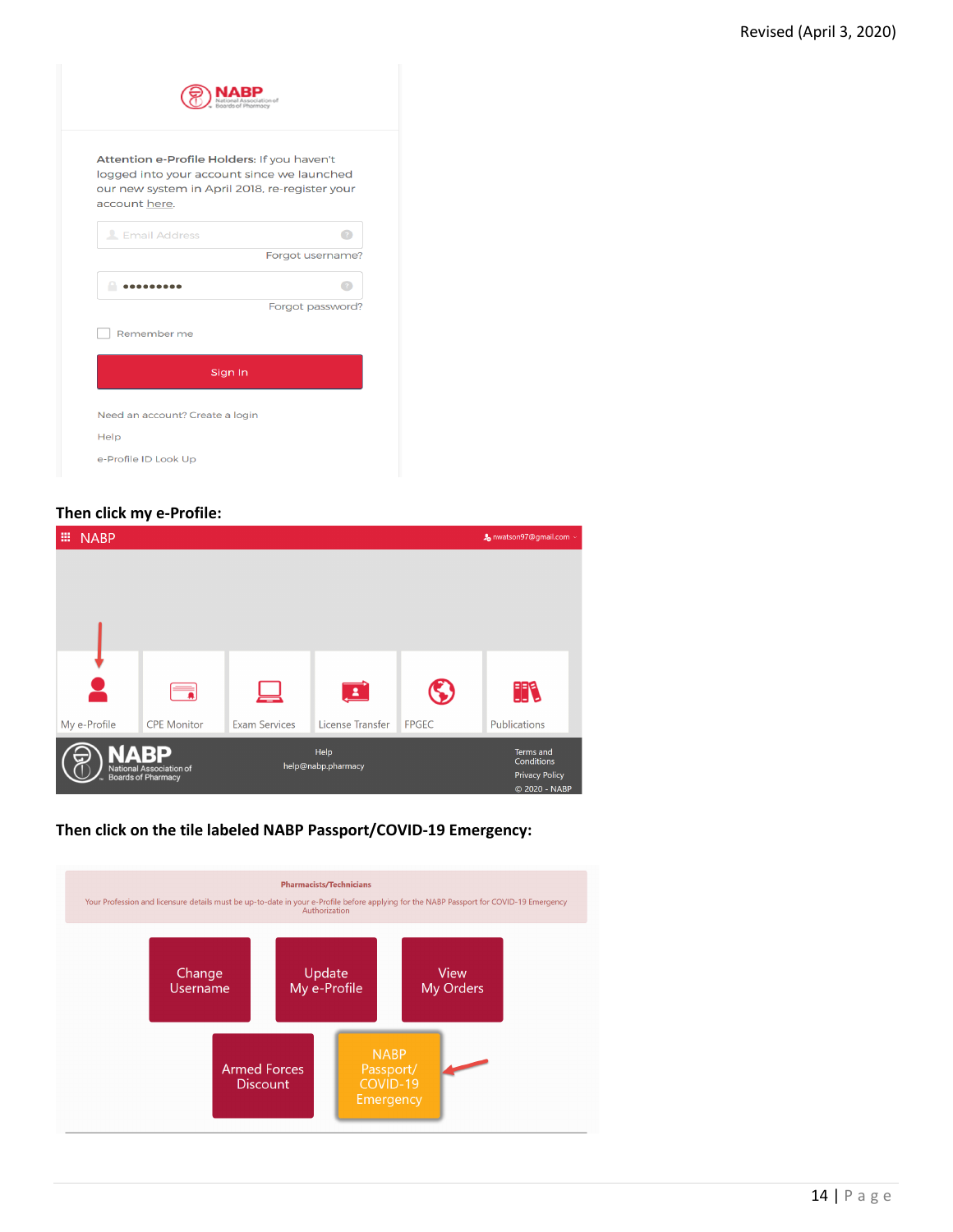Revised (April 3, 2020)

**NABP** National Association of Boards of Pharmacy

Attention e-Profile Holders: If you haven't logged into your account since we launched our new system in April 2018, re-register your account here.

Email Address

Forgot username?

Forgot password?

Remember me

Sign In

Need an account? Create a login

Help

e-Profile ID Look Up

**Then click my e-Profile:**

NABP

nwatson97@gmail.com

My e-Profile | CPE Monitor | Exam Services | License Transfer | FPGEC | Publications

NABP National Association of Boards of Pharmacy

Help
help@nabp.pharmacy

Terms and Conditions
Privacy Policy
© 2020 - NABP

**Then click on the tile labeled NABP Passport/COVID-19 Emergency:**

Pharmacists/Technicians

Your Profession and licensure details must be up-to-date in your e-Profile before applying for the NABP Passport for COVID-19 Emergency Authorization

Change Username

Update My e-Profile

View My Orders

Armed Forces Discount

NABP Passport/ COVID-19 Emergency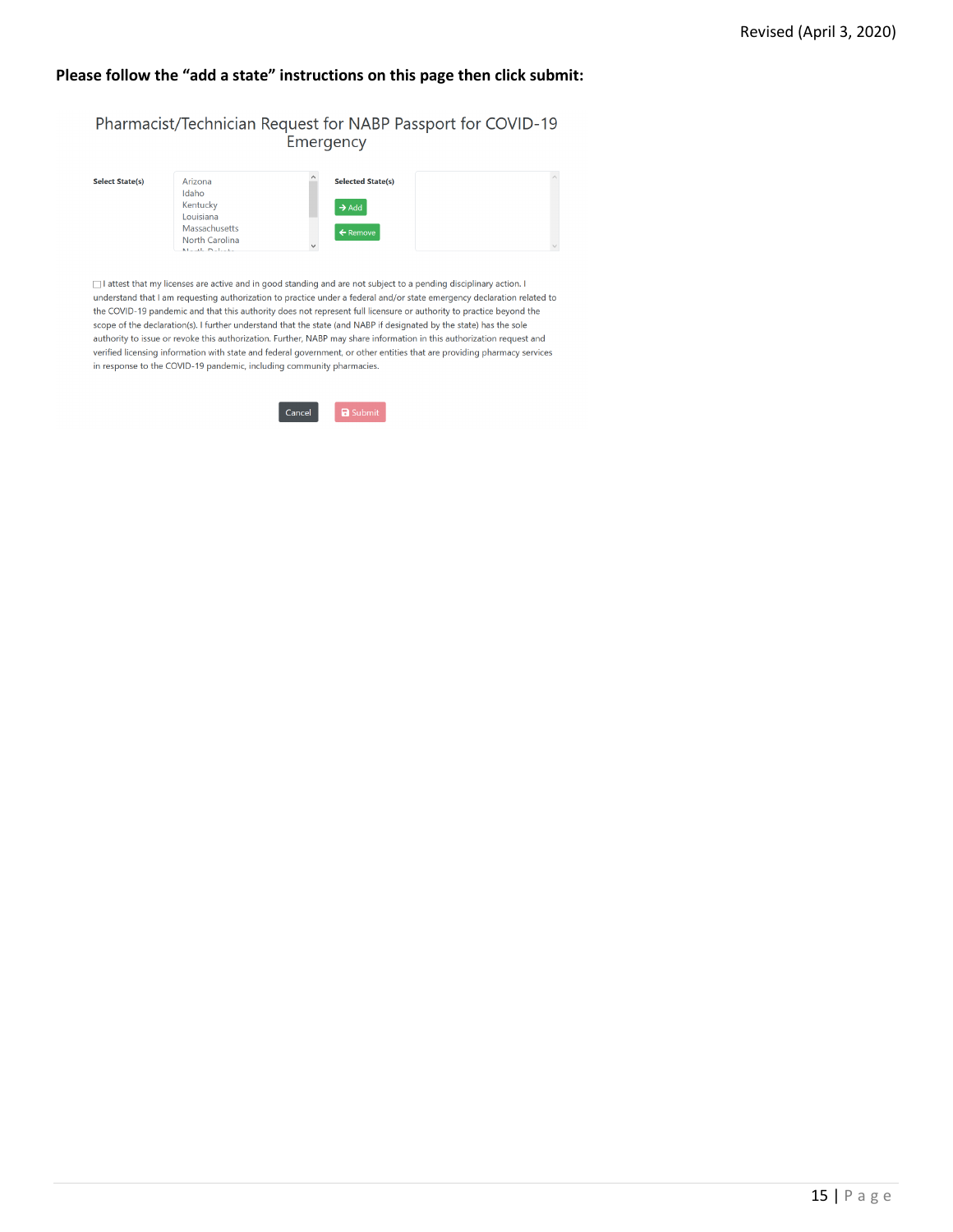**Please follow the “add a state” instructions on this page then click submit:**

Pharmacist/Technician Request for NABP Passport for COVID-19 Emergency

**Select State(s)**

Arizona
Idaho
Kentucky
Louisiana
Massachusetts
North Carolina

**Selected State(s)**

→ Add

← Remove

☐ I attest that my licenses are active and in good standing and are not subject to a pending disciplinary action. I understand that I am requesting authorization to practice under a federal and/or state emergency declaration related to the COVID-19 pandemic and that this authority does not represent full licensure or authority to practice beyond the scope of the declaration(s). I further understand that the state (and NABP if designated by the state) has the sole authority to issue or revoke this authorization. Further, NABP may share information in this authorization request and verified licensing information with state and federal government, or other entities that are providing pharmacy services in response to the COVID-19 pandemic, including community pharmacies.

Cancel | Submit